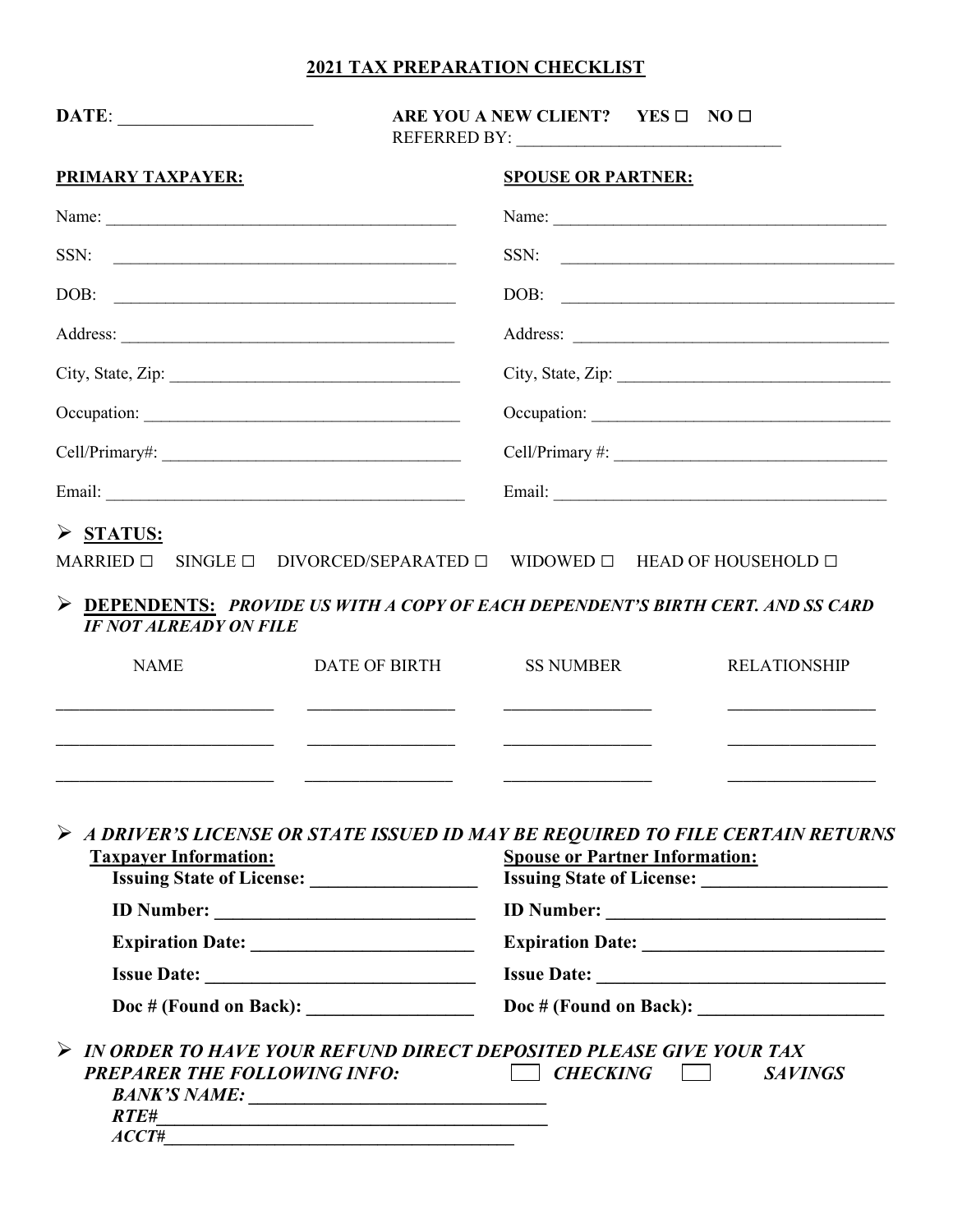# 2021 TAX PREPARATION CHECKLIST

**DATE**: ______________________ **ARE YOU A NEW CLIENT? YES ☐ NO ☐**
REFERRED BY: ______________________________

| **PRIMARY TAXPAYER:** | **SPOUSE OR PARTNER:** |
|---|---|
| Name: ________________________ | Name: ________________________ |
| SSN: ________________________ | SSN: ________________________ |
| DOB: ________________________ | DOB: ________________________ |
| Address: ________________________ | Address: ________________________ |
| City, State, Zip: ________________________ | City, State, Zip: ________________________ |
| Occupation: ________________________ | Occupation: ________________________ |
| Cell/Primary#: ________________________ | Cell/Primary #: ________________________ |
| Email: ________________________ | Email: ________________________ |

- **STATUS:**

MARRIED ☐ SINGLE ☐ DIVORCED/SEPARATED ☐ WIDOWED ☐ HEAD OF HOUSEHOLD ☐

- **DEPENDENTS:** ***PROVIDE US WITH A COPY OF EACH DEPENDENT'S BIRTH CERT. AND SS CARD IF NOT ALREADY ON FILE***

| NAME | DATE OF BIRTH | SS NUMBER | RELATIONSHIP |
|---|---|---|---|
| | | | |
| | | | |
| | | | |

- ***A DRIVER'S LICENSE OR STATE ISSUED ID MAY BE REQUIRED TO FILE CERTAIN RETURNS***

| **Taxpayer Information:** | **Spouse or Partner Information:** |
|---|---|
| **Issuing State of License:** ________________ | **Issuing State of License:** ________________ |
| **ID Number:** ________________ | **ID Number:** ________________ |
| **Expiration Date:** ________________ | **Expiration Date:** ________________ |
| **Issue Date:** ________________ | **Issue Date:** ________________ |
| **Doc # (Found on Back):** ________________ | **Doc # (Found on Back):** ________________ |

- ***IN ORDER TO HAVE YOUR REFUND DIRECT DEPOSITED PLEASE GIVE YOUR TAX PREPARER THE FOLLOWING INFO:*** ☐ ***CHECKING*** ☐ ***SAVINGS***

***BANK'S NAME:*** ______________________________
***RTE#***______________________________________
***ACCT#***_____________________________________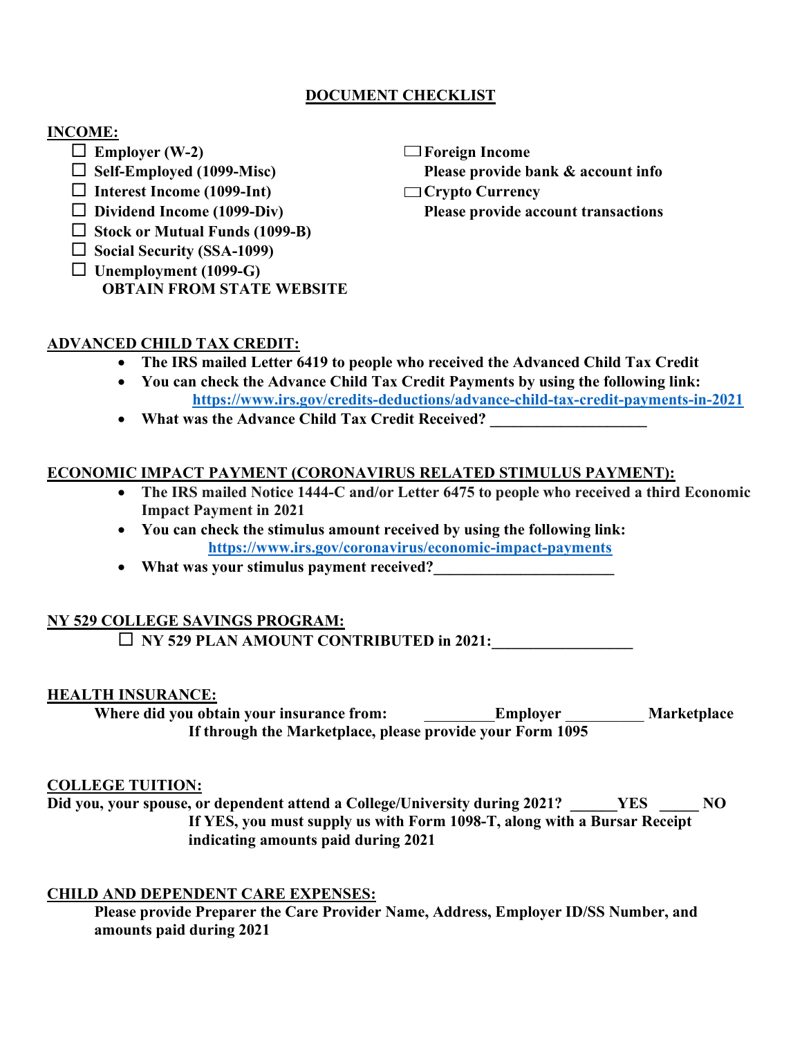# DOCUMENT CHECKLIST

## INCOME:

- ☐ **Employer (W-2)**
- ☐ **Self-Employed (1099-Misc)**
- ☐ **Interest Income (1099-Int)**
- ☐ **Dividend Income (1099-Div)**
- ☐ **Stock or Mutual Funds (1099-B)**
- ☐ **Social Security (SSA-1099)**
- ☐ **Unemployment (1099-G)**
  **OBTAIN FROM STATE WEBSITE**
- ☐ **Foreign Income**
  **Please provide bank & account info**
- ☐ **Crypto Currency**
  **Please provide account transactions**

## ADVANCED CHILD TAX CREDIT:

- **The IRS mailed Letter 6419 to people who received the Advanced Child Tax Credit**
- **You can check the Advance Child Tax Credit Payments by using the following link:**
  **https://www.irs.gov/credits-deductions/advance-child-tax-credit-payments-in-2021**
- **What was the Advance Child Tax Credit Received? ____________________**

## ECONOMIC IMPACT PAYMENT (CORONAVIRUS RELATED STIMULUS PAYMENT):

- **The IRS mailed Notice 1444-C and/or Letter 6475 to people who received a third Economic Impact Payment in 2021**
- **You can check the stimulus amount received by using the following link:**
  **https://www.irs.gov/coronavirus/economic-impact-payments**
- **What was your stimulus payment received?_______________________**

## NY 529 COLLEGE SAVINGS PROGRAM:

☐ **NY 529 PLAN AMOUNT CONTRIBUTED in 2021:__________________**

## HEALTH INSURANCE:

**Where did you obtain your insurance from: _________Employer __________ Marketplace**
**If through the Marketplace, please provide your Form 1095**

## COLLEGE TUITION:

**Did you, your spouse, or dependent attend a College/University during 2021? ______YES _____ NO**
**If YES, you must supply us with Form 1098-T, along with a Bursar Receipt indicating amounts paid during 2021**

## CHILD AND DEPENDENT CARE EXPENSES:

**Please provide Preparer the Care Provider Name, Address, Employer ID/SS Number, and amounts paid during 2021**